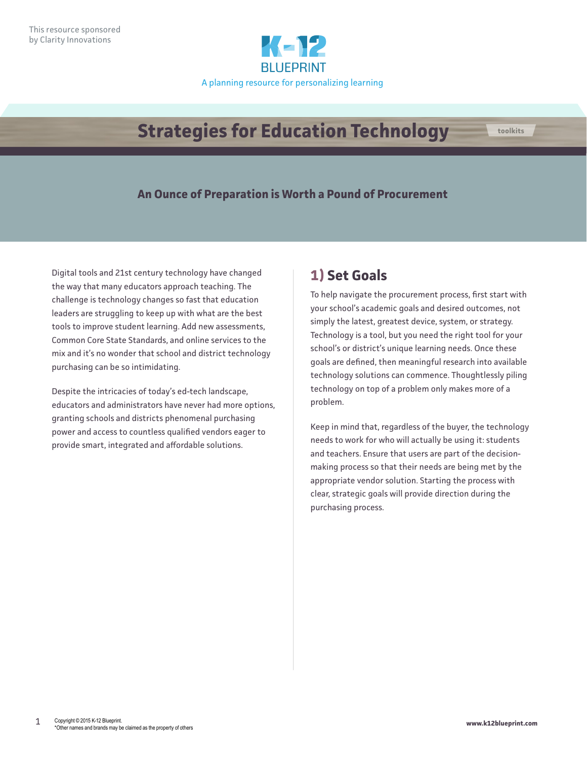This resource sponsored by Clarity Innovations

K-12 BLUEPRINT

A planning resource for personalizing learning

# Strategies for Education Technology

toolkits

## An Ounce of Preparation is Worth a Pound of Procurement

Digital tools and 21st century technology have changed the way that many educators approach teaching. The challenge is technology changes so fast that education leaders are struggling to keep up with what are the best tools to improve student learning. Add new assessments, Common Core State Standards, and online services to the mix and it's no wonder that school and district technology purchasing can be so intimidating.

Despite the intricacies of today's ed-tech landscape, educators and administrators have never had more options, granting schools and districts phenomenal purchasing power and access to countless qualified vendors eager to provide smart, integrated and affordable solutions.

## 1) Set Goals

To help navigate the procurement process, first start with your school's academic goals and desired outcomes, not simply the latest, greatest device, system, or strategy. Technology is a tool, but you need the right tool for your school's or district's unique learning needs. Once these goals are defined, then meaningful research into available technology solutions can commence. Thoughtlessly piling technology on top of a problem only makes more of a problem.

Keep in mind that, regardless of the buyer, the technology needs to work for who will actually be using it: students and teachers. Ensure that users are part of the decision-making process so that their needs are being met by the appropriate vendor solution. Starting the process with clear, strategic goals will provide direction during the purchasing process.

Copyright © 2015 K-12 Blueprint.
*Other names and brands may be claimed as the property of others

www.k12blueprint.com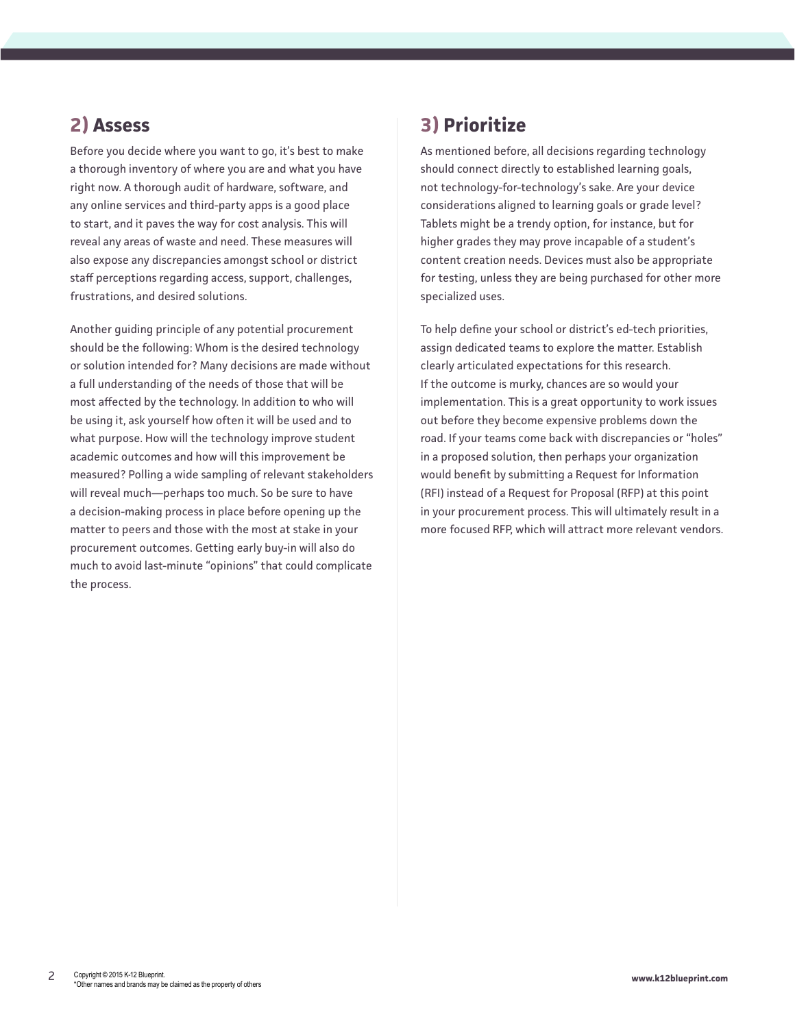## 2) Assess

Before you decide where you want to go, it's best to make a thorough inventory of where you are and what you have right now. A thorough audit of hardware, software, and any online services and third-party apps is a good place to start, and it paves the way for cost analysis. This will reveal any areas of waste and need. These measures will also expose any discrepancies amongst school or district staff perceptions regarding access, support, challenges, frustrations, and desired solutions.

Another guiding principle of any potential procurement should be the following: Whom is the desired technology or solution intended for? Many decisions are made without a full understanding of the needs of those that will be most affected by the technology. In addition to who will be using it, ask yourself how often it will be used and to what purpose. How will the technology improve student academic outcomes and how will this improvement be measured? Polling a wide sampling of relevant stakeholders will reveal much—perhaps too much. So be sure to have a decision-making process in place before opening up the matter to peers and those with the most at stake in your procurement outcomes. Getting early buy-in will also do much to avoid last-minute "opinions" that could complicate the process.

## 3) Prioritize

As mentioned before, all decisions regarding technology should connect directly to established learning goals, not technology-for-technology's sake. Are your device considerations aligned to learning goals or grade level? Tablets might be a trendy option, for instance, but for higher grades they may prove incapable of a student's content creation needs. Devices must also be appropriate for testing, unless they are being purchased for other more specialized uses.

To help define your school or district's ed-tech priorities, assign dedicated teams to explore the matter. Establish clearly articulated expectations for this research. If the outcome is murky, chances are so would your implementation. This is a great opportunity to work issues out before they become expensive problems down the road. If your teams come back with discrepancies or "holes" in a proposed solution, then perhaps your organization would benefit by submitting a Request for Information (RFI) instead of a Request for Proposal (RFP) at this point in your procurement process. This will ultimately result in a more focused RFP, which will attract more relevant vendors.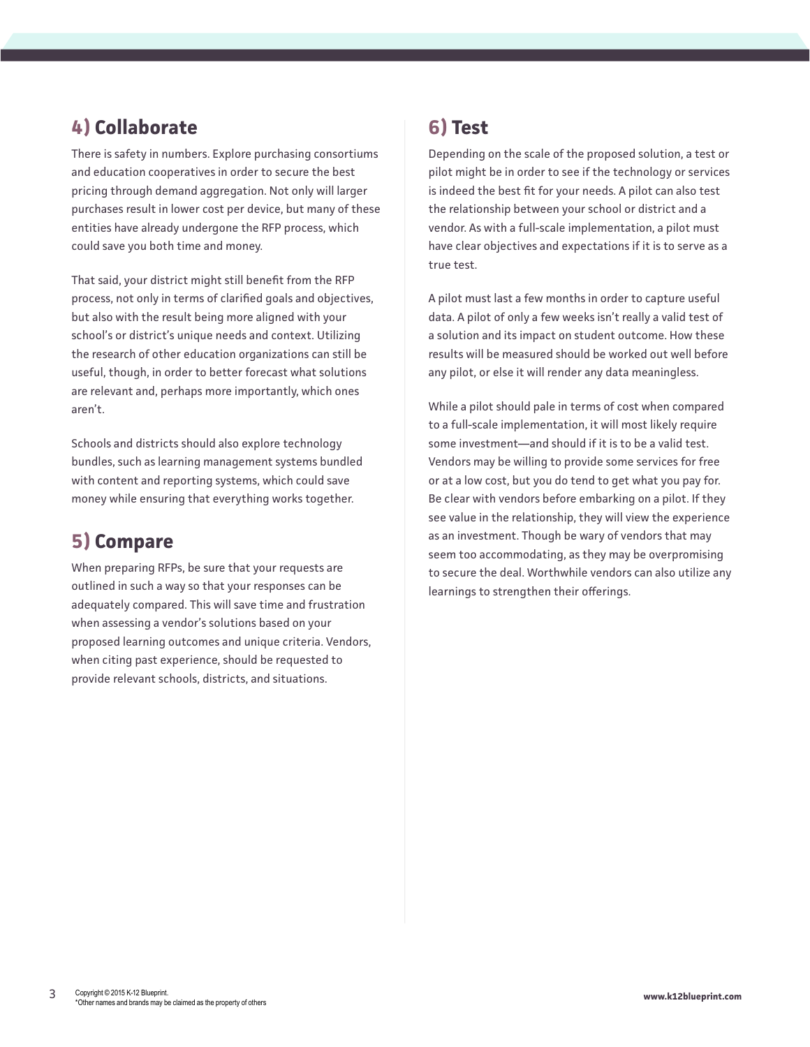## 4) Collaborate

There is safety in numbers. Explore purchasing consortiums and education cooperatives in order to secure the best pricing through demand aggregation. Not only will larger purchases result in lower cost per device, but many of these entities have already undergone the RFP process, which could save you both time and money.

That said, your district might still benefit from the RFP process, not only in terms of clarified goals and objectives, but also with the result being more aligned with your school's or district's unique needs and context. Utilizing the research of other education organizations can still be useful, though, in order to better forecast what solutions are relevant and, perhaps more importantly, which ones aren't.

Schools and districts should also explore technology bundles, such as learning management systems bundled with content and reporting systems, which could save money while ensuring that everything works together.

## 5) Compare

When preparing RFPs, be sure that your requests are outlined in such a way so that your responses can be adequately compared. This will save time and frustration when assessing a vendor's solutions based on your proposed learning outcomes and unique criteria. Vendors, when citing past experience, should be requested to provide relevant schools, districts, and situations.

## 6) Test

Depending on the scale of the proposed solution, a test or pilot might be in order to see if the technology or services is indeed the best fit for your needs. A pilot can also test the relationship between your school or district and a vendor. As with a full-scale implementation, a pilot must have clear objectives and expectations if it is to serve as a true test.

A pilot must last a few months in order to capture useful data. A pilot of only a few weeks isn't really a valid test of a solution and its impact on student outcome. How these results will be measured should be worked out well before any pilot, or else it will render any data meaningless.

While a pilot should pale in terms of cost when compared to a full-scale implementation, it will most likely require some investment—and should if it is to be a valid test. Vendors may be willing to provide some services for free or at a low cost, but you do tend to get what you pay for. Be clear with vendors before embarking on a pilot. If they see value in the relationship, they will view the experience as an investment. Though be wary of vendors that may seem too accommodating, as they may be overpromising to secure the deal. Worthwhile vendors can also utilize any learnings to strengthen their offerings.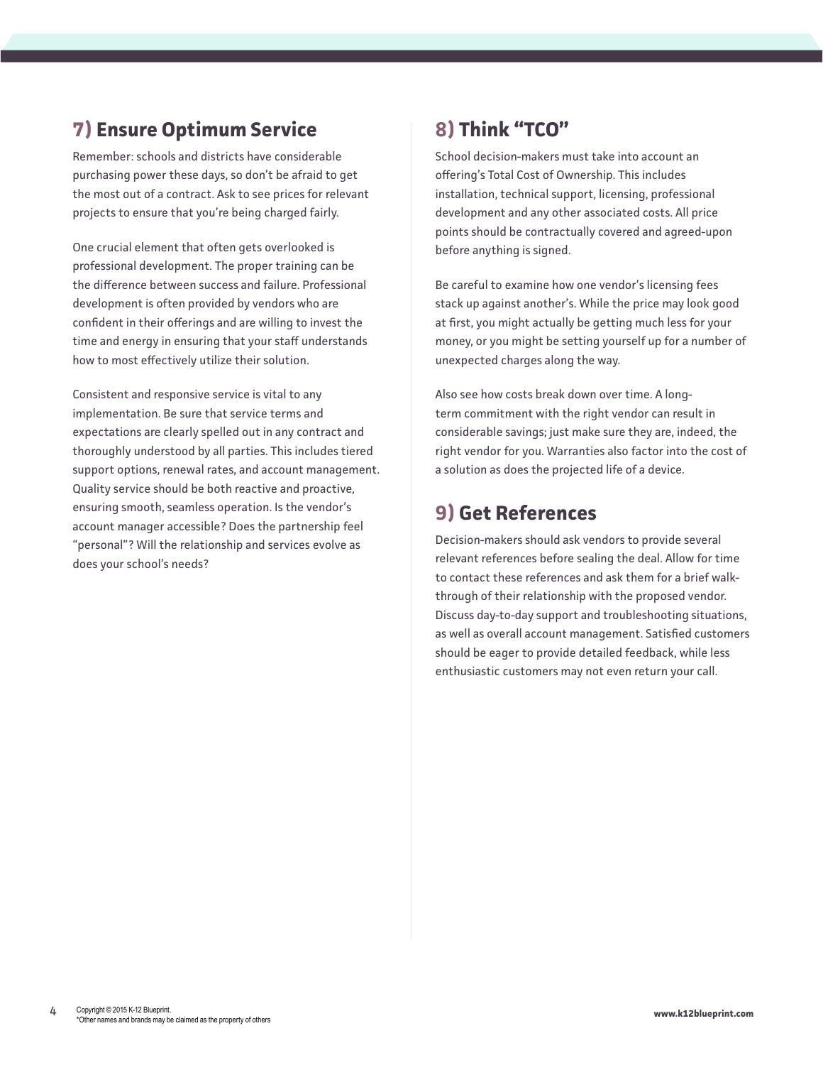## 7) Ensure Optimum Service

Remember: schools and districts have considerable purchasing power these days, so don't be afraid to get the most out of a contract. Ask to see prices for relevant projects to ensure that you're being charged fairly.

One crucial element that often gets overlooked is professional development. The proper training can be the difference between success and failure. Professional development is often provided by vendors who are confident in their offerings and are willing to invest the time and energy in ensuring that your staff understands how to most effectively utilize their solution.

Consistent and responsive service is vital to any implementation. Be sure that service terms and expectations are clearly spelled out in any contract and thoroughly understood by all parties. This includes tiered support options, renewal rates, and account management. Quality service should be both reactive and proactive, ensuring smooth, seamless operation. Is the vendor's account manager accessible? Does the partnership feel "personal"? Will the relationship and services evolve as does your school's needs?

## 8) Think "TCO"

School decision-makers must take into account an offering's Total Cost of Ownership. This includes installation, technical support, licensing, professional development and any other associated costs. All price points should be contractually covered and agreed-upon before anything is signed.

Be careful to examine how one vendor's licensing fees stack up against another's. While the price may look good at first, you might actually be getting much less for your money, or you might be setting yourself up for a number of unexpected charges along the way.

Also see how costs break down over time. A long-term commitment with the right vendor can result in considerable savings; just make sure they are, indeed, the right vendor for you. Warranties also factor into the cost of a solution as does the projected life of a device.

## 9) Get References

Decision-makers should ask vendors to provide several relevant references before sealing the deal. Allow for time to contact these references and ask them for a brief walk-through of their relationship with the proposed vendor. Discuss day-to-day support and troubleshooting situations, as well as overall account management. Satisfied customers should be eager to provide detailed feedback, while less enthusiastic customers may not even return your call.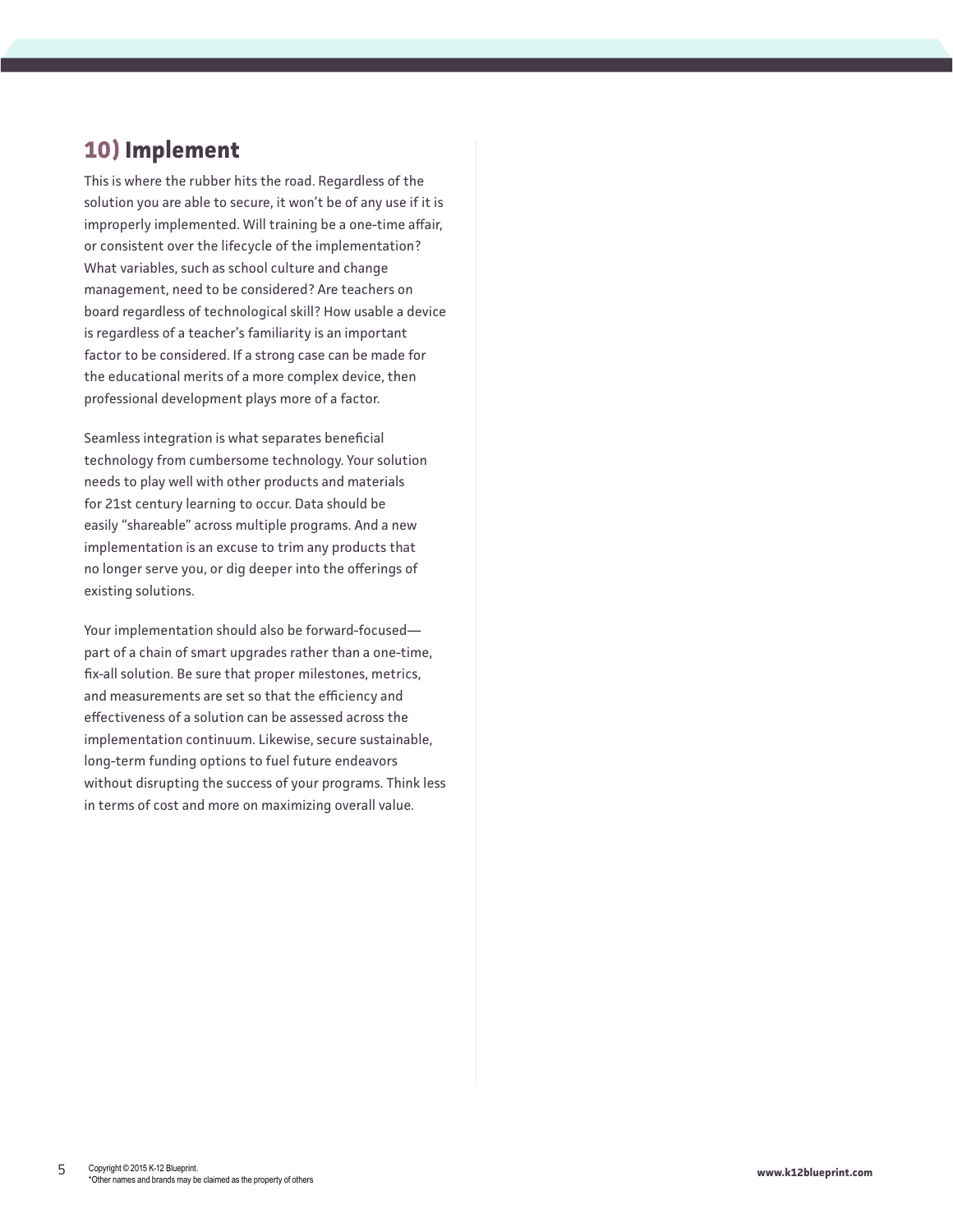## 10) Implement

This is where the rubber hits the road. Regardless of the solution you are able to secure, it won't be of any use if it is improperly implemented. Will training be a one-time affair, or consistent over the lifecycle of the implementation? What variables, such as school culture and change management, need to be considered? Are teachers on board regardless of technological skill? How usable a device is regardless of a teacher's familiarity is an important factor to be considered. If a strong case can be made for the educational merits of a more complex device, then professional development plays more of a factor.

Seamless integration is what separates beneficial technology from cumbersome technology. Your solution needs to play well with other products and materials for 21st century learning to occur. Data should be easily "shareable" across multiple programs. And a new implementation is an excuse to trim any products that no longer serve you, or dig deeper into the offerings of existing solutions.

Your implementation should also be forward-focused—part of a chain of smart upgrades rather than a one-time, fix-all solution. Be sure that proper milestones, metrics, and measurements are set so that the efficiency and effectiveness of a solution can be assessed across the implementation continuum. Likewise, secure sustainable, long-term funding options to fuel future endeavors without disrupting the success of your programs. Think less in terms of cost and more on maximizing overall value.

Copyright © 2015 K-12 Blueprint.
*Other names and brands may be claimed as the property of others

www.k12blueprint.com